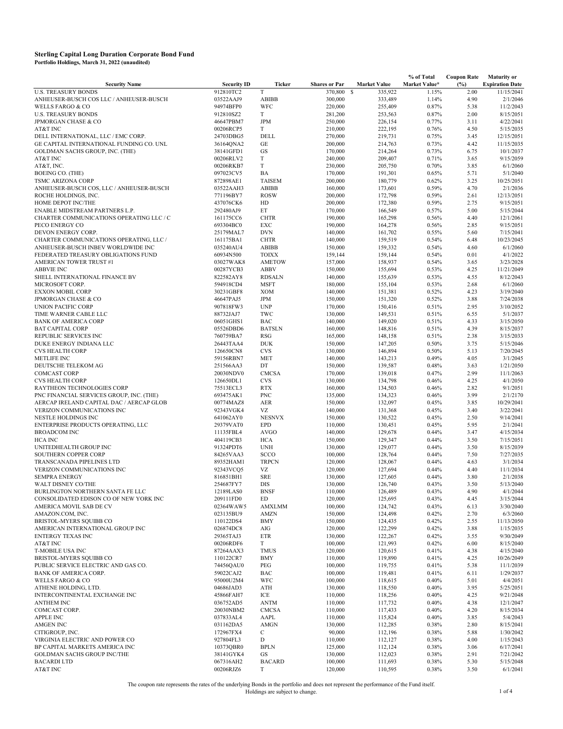# Sterling Capital Long Duration Corporate Bond Fund

**Portfolio Holdings, March 31, 2022 (unaudited)**

| Security Name | Security ID | Ticker | Shares or Par | Market Value | % of Total Market Value* | Coupon Rate (%) | Maturity or Expiration Date |
|---|---|---|---|---|---|---|---|
| U.S. TREASURY BONDS | 912810TC2 | T | 370,800 | $ 335,922 | 1.15% | 2.00 | 11/15/2041 |
| ANHEUSER-BUSCH COS LLC / ANHEUSER-BUSCH | 03522AAJ9 | ABIBB | 300,000 | 333,489 | 1.14% | 4.90 | 2/1/2046 |
| WELLS FARGO & CO | 94974BFP0 | WFC | 220,000 | 255,409 | 0.87% | 5.38 | 11/2/2043 |
| U.S. TREASURY BONDS | 912810SZ2 | T | 281,200 | 253,563 | 0.87% | 2.00 | 8/15/2051 |
| JPMORGAN CHASE & CO | 46647PBM7 | JPM | 250,000 | 226,154 | 0.77% | 3.11 | 4/22/2041 |
| AT&T INC | 00206RCP5 | T | 210,000 | 222,195 | 0.76% | 4.50 | 5/15/2035 |
| DELL INTERNATIONAL, LLC / EMC CORP. | 24703DBG5 | DELL | 270,000 | 219,731 | 0.75% | 3.45 | 12/15/2051 |
| GE CAPITAL INTERNATIONAL FUNDING CO. UNL | 36164QNA2 | GE | 200,000 | 214,763 | 0.73% | 4.42 | 11/15/2035 |
| GOLDMAN SACHS GROUP, INC. (THE) | 38141GFD1 | GS | 170,000 | 214,264 | 0.73% | 6.75 | 10/1/2037 |
| AT&T INC | 00206RLV2 | T | 240,000 | 209,407 | 0.71% | 3.65 | 9/15/2059 |
| AT&T, INC. | 00206RKB7 | T | 230,000 | 205,750 | 0.70% | 3.85 | 6/1/2060 |
| BOEING CO. (THE) | 097023CV5 | BA | 170,000 | 191,301 | 0.65% | 5.71 | 5/1/2040 |
| TSMC ARIZONA CORP | 872898AE1 | TAISEM | 200,000 | 180,779 | 0.62% | 3.25 | 10/25/2051 |
| ANHEUSER-BUSCH COS, LLC / ANHEUSER-BUSCH | 03522AAH3 | ABIBB | 160,000 | 173,601 | 0.59% | 4.70 | 2/1/2036 |
| ROCHE HOLDINGS, INC. | 771196BY7 | ROSW | 200,000 | 172,798 | 0.59% | 2.61 | 12/13/2051 |
| HOME DEPOT INC/THE | 437076CK6 | HD | 200,000 | 172,380 | 0.59% | 2.75 | 9/15/2051 |
| ENABLE MIDSTREAM PARTNERS L.P. | 292480AJ9 | ET | 170,000 | 166,549 | 0.57% | 5.00 | 5/15/2044 |
| CHARTER COMMUNICATIONS OPERATING LLC / C | 161175CC6 | CHTR | 190,000 | 165,298 | 0.56% | 4.40 | 12/1/2061 |
| PECO ENERGY CO | 693304BC0 | EXC | 190,000 | 164,278 | 0.56% | 2.85 | 9/15/2051 |
| DEVON ENERGY CORP. | 25179MAL7 | DVN | 140,000 | 161,702 | 0.55% | 5.60 | 7/15/2041 |
| CHARTER COMMUNICATIONS OPERATING, LLC / | 161175BA1 | CHTR | 140,000 | 159,519 | 0.54% | 6.48 | 10/23/2045 |
| ANHEUSER-BUSCH INBEV WORLDWIDE INC | 035240AU4 | ABIBB | 150,000 | 159,332 | 0.54% | 4.60 | 6/1/2060 |
| FEDERATED TREASURY OBLIGATIONS FUND | 60934N500 | TOIXX | 159,144 | 159,144 | 0.54% | 0.01 | 4/1/2022 |
| AMERICAN TOWER TRUST #1 | 03027WAK8 | AMETOW | 157,000 | 158,937 | 0.54% | 3.65 | 3/23/2028 |
| ABBVIE INC | 00287YCB3 | ABBV | 150,000 | 155,694 | 0.53% | 4.25 | 11/21/2049 |
| SHELL INTERNATIONAL FINANCE BV | 822582AY8 | RDSALN | 140,000 | 155,639 | 0.53% | 4.55 | 8/12/2043 |
| MICROSOFT CORP. | 594918CD4 | MSFT | 180,000 | 155,104 | 0.53% | 2.68 | 6/1/2060 |
| EXXON MOBIL CORP | 30231GBF8 | XOM | 140,000 | 151,381 | 0.52% | 4.23 | 3/19/2040 |
| JPMORGAN CHASE & CO | 46647PAJ5 | JPM | 150,000 | 151,320 | 0.52% | 3.88 | 7/24/2038 |
| UNION PACIFIC CORP | 907818FW3 | UNP | 170,000 | 150,416 | 0.51% | 2.95 | 3/10/2052 |
| TIME WARNER CABLE LLC | 88732JAJ7 | TWC | 130,000 | 149,531 | 0.51% | 6.55 | 5/1/2037 |
| BANK OF AMERICA CORP | 06051GHS1 | BAC | 140,000 | 149,020 | 0.51% | 4.33 | 3/15/2050 |
| BAT CAPITAL CORP | 05526DBD6 | BATSLN | 160,000 | 148,816 | 0.51% | 4.39 | 8/15/2037 |
| REPUBLIC SERVICES INC | 760759BA7 | RSG | 165,000 | 148,158 | 0.51% | 2.38 | 3/15/2033 |
| DUKE ENERGY INDIANA LLC | 26443TAA4 | DUK | 150,000 | 147,205 | 0.50% | 3.75 | 5/15/2046 |
| CVS HEALTH CORP | 126650CN8 | CVS | 130,000 | 146,894 | 0.50% | 5.13 | 7/20/2045 |
| METLIFE INC | 59156RBN7 | MET | 140,000 | 143,213 | 0.49% | 4.05 | 3/1/2045 |
| DEUTSCHE TELEKOM AG | 251566AA3 | DT | 150,000 | 139,587 | 0.48% | 3.63 | 1/21/2050 |
| COMCAST CORP | 20030NDV0 | CMCSA | 170,000 | 139,018 | 0.47% | 2.99 | 11/1/2063 |
| CVS HEALTH CORP | 126650DL1 | CVS | 130,000 | 134,798 | 0.46% | 4.25 | 4/1/2050 |
| RAYTHEON TECHNOLOGIES CORP | 75513ECL3 | RTX | 160,000 | 134,503 | 0.46% | 2.82 | 9/1/2051 |
| PNC FINANCIAL SERVICES GROUP, INC. (THE) | 693475AK1 | PNC | 135,000 | 134,323 | 0.46% | 3.99 | 2/1/2170 |
| AERCAP IRELAND CAPITAL DAC / AERCAP GLOB | 00774MAZ8 | AER | 150,000 | 132,097 | 0.45% | 3.85 | 10/29/2041 |
| VERIZON COMMUNICATIONS INC | 92343VGK4 | VZ | 140,000 | 131,368 | 0.45% | 3.40 | 3/22/2041 |
| NESTLE HOLDINGS INC | 641062AY0 | NESNVX | 150,000 | 130,522 | 0.45% | 2.50 | 9/14/2041 |
| ENTERPRISE PRODUCTS OPERATING, LLC | 29379VAT0 | EPD | 110,000 | 130,451 | 0.45% | 5.95 | 2/1/2041 |
| BROADCOM INC | 11135FBL4 | AVGO | 140,000 | 129,678 | 0.44% | 3.47 | 4/15/2034 |
| HCA INC | 404119CB3 | HCA | 150,000 | 129,347 | 0.44% | 3.50 | 7/15/2051 |
| UNITEDHEALTH GROUP INC | 91324PDT6 | UNH | 130,000 | 129,077 | 0.44% | 3.50 | 8/15/2039 |
| SOUTHERN COPPER CORP | 84265VAA3 | SCCO | 100,000 | 128,764 | 0.44% | 7.50 | 7/27/2035 |
| TRANSCANADA PIPELINES LTD | 89352HAM1 | TRPCN | 120,000 | 128,067 | 0.44% | 4.63 | 3/1/2034 |
| VERIZON COMMUNICATIONS INC | 92343VCQ5 | VZ | 120,000 | 127,694 | 0.44% | 4.40 | 11/1/2034 |
| SEMPRA ENERGY | 816851BH1 | SRE | 130,000 | 127,605 | 0.44% | 3.80 | 2/1/2038 |
| WALT DISNEY CO/THE | 254687FY7 | DIS | 130,000 | 126,740 | 0.43% | 3.50 | 5/13/2040 |
| BURLINGTON NORTHERN SANTA FE LLC | 12189LAS0 | BNSF | 110,000 | 126,489 | 0.43% | 4.90 | 4/1/2044 |
| CONSOLIDATED EDISON CO OF NEW YORK INC | 209111FD0 | ED | 120,000 | 125,695 | 0.43% | 4.45 | 3/15/2044 |
| AMERICA MOVIL SAB DE CV | 02364WAW5 | AMXLMM | 100,000 | 124,742 | 0.43% | 6.13 | 3/30/2040 |
| AMAZON.COM, INC. | 023135BU9 | AMZN | 150,000 | 124,498 | 0.42% | 2.70 | 6/3/2060 |
| BRISTOL-MYERS SQUIBB CO | 110122DS4 | BMY | 150,000 | 124,435 | 0.42% | 2.55 | 11/13/2050 |
| AMERICAN INTERNATIONAL GROUP INC | 026874DC8 | AIG | 120,000 | 122,299 | 0.42% | 3.88 | 1/15/2035 |
| ENTERGY TEXAS INC | 29365TAJ3 | ETR | 130,000 | 122,267 | 0.42% | 3.55 | 9/30/2049 |
| AT&T INC | 00206RDF6 | T | 100,000 | 121,993 | 0.42% | 6.00 | 8/15/2040 |
| T-MOBILE USA INC | 87264AAX3 | TMUS | 120,000 | 120,615 | 0.41% | 4.38 | 4/15/2040 |
| BRISTOL-MYERS SQUIBB CO | 110122CR7 | BMY | 110,000 | 119,890 | 0.41% | 4.25 | 10/26/2049 |
| PUBLIC SERVICE ELECTRIC AND GAS CO. | 74456QAU0 | PEG | 100,000 | 119,755 | 0.41% | 5.38 | 11/1/2039 |
| BANK OF AMERICA CORP. | 59022CAJ2 | BAC | 100,000 | 119,481 | 0.41% | 6.11 | 1/29/2037 |
| WELLS FARGO & CO | 95000U2M4 | WFC | 100,000 | 118,615 | 0.40% | 5.01 | 4/4/2051 |
| ATHENE HOLDING, LTD. | 04686JAD3 | ATH | 130,000 | 118,550 | 0.40% | 3.95 | 5/25/2051 |
| INTERCONTINENTAL EXCHANGE INC | 45866FAH7 | ICE | 110,000 | 118,256 | 0.40% | 4.25 | 9/21/2048 |
| ANTHEM INC | 036752AD5 | ANTM | 110,000 | 117,732 | 0.40% | 4.38 | 12/1/2047 |
| COMCAST CORP. | 20030NBM2 | CMCSA | 110,000 | 117,433 | 0.40% | 4.20 | 8/15/2034 |
| APPLE INC | 037833AL4 | AAPL | 110,000 | 115,824 | 0.40% | 3.85 | 5/4/2043 |
| AMGEN INC | 031162DA5 | AMGN | 130,000 | 112,285 | 0.38% | 2.80 | 8/15/2041 |
| CITIGROUP, INC. | 172967FX4 | C | 90,000 | 112,196 | 0.38% | 5.88 | 1/30/2042 |
| VIRGINIA ELECTRIC AND POWER CO | 927804FL3 | D | 110,000 | 112,127 | 0.38% | 4.00 | 1/15/2043 |
| BP CAPITAL MARKETS AMERICA INC | 10373QBR0 | BPLN | 125,000 | 112,124 | 0.38% | 3.06 | 6/17/2041 |
| GOLDMAN SACHS GROUP INC/THE | 38141GYK4 | GS | 130,000 | 112,023 | 0.38% | 2.91 | 7/21/2042 |
| BACARDI LTD | 067316AH2 | BACARD | 100,000 | 111,693 | 0.38% | 5.30 | 5/15/2048 |
| AT&T INC | 00206RJZ6 | T | 120,000 | 110,595 | 0.38% | 3.50 | 6/1/2041 |

The coupon rate represents the rates of the underlying Bonds in the portfolio and does not represent the performance of the Fund itself.
Holdings are subject to change.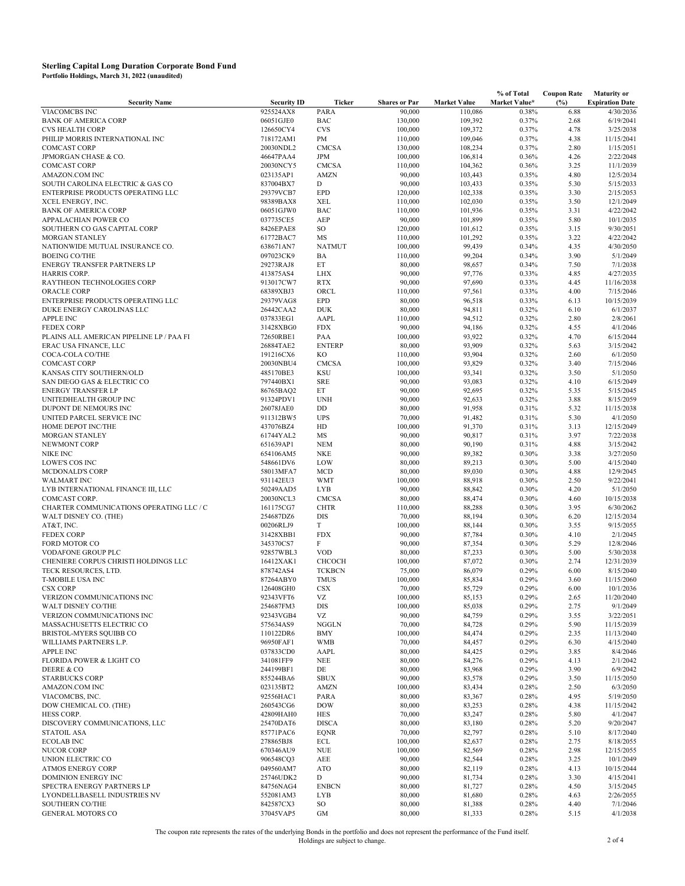**Sterling Capital Long Duration Corporate Bond Fund**
**Portfolio Holdings, March 31, 2022 (unaudited)**

| Security Name | Security ID | Ticker | Shares or Par | Market Value | % of Total Market Value* | Coupon Rate (%) | Maturity or Expiration Date |
|---|---|---|---|---|---|---|---|
| VIACOMCBS INC | 925524AX8 | PARA | 90,000 | 110,086 | 0.38% | 6.88 | 4/30/2036 |
| BANK OF AMERICA CORP | 06051GJE0 | BAC | 130,000 | 109,392 | 0.37% | 2.68 | 6/19/2041 |
| CVS HEALTH CORP | 126650CY4 | CVS | 100,000 | 109,372 | 0.37% | 4.78 | 3/25/2038 |
| PHILIP MORRIS INTERNATIONAL INC | 718172AM1 | PM | 110,000 | 109,046 | 0.37% | 4.38 | 11/15/2041 |
| COMCAST CORP | 20030NDL2 | CMCSA | 130,000 | 108,234 | 0.37% | 2.80 | 1/15/2051 |
| JPMORGAN CHASE & CO. | 46647PAA4 | JPM | 100,000 | 106,814 | 0.36% | 4.26 | 2/22/2048 |
| COMCAST CORP | 20030NCY5 | CMCSA | 110,000 | 104,362 | 0.36% | 3.25 | 11/1/2039 |
| AMAZON.COM INC | 023135AP1 | AMZN | 90,000 | 103,443 | 0.35% | 4.80 | 12/5/2034 |
| SOUTH CAROLINA ELECTRIC & GAS CO | 837004BX7 | D | 90,000 | 103,433 | 0.35% | 5.30 | 5/15/2033 |
| ENTERPRISE PRODUCTS OPERATING LLC | 29379VCB7 | EPD | 120,000 | 102,338 | 0.35% | 3.30 | 2/15/2053 |
| XCEL ENERGY, INC. | 98389BAX8 | XEL | 110,000 | 102,030 | 0.35% | 3.50 | 12/1/2049 |
| BANK OF AMERICA CORP | 06051GJW0 | BAC | 110,000 | 101,936 | 0.35% | 3.31 | 4/22/2042 |
| APPALACHIAN POWER CO | 037735CE5 | AEP | 90,000 | 101,899 | 0.35% | 5.80 | 10/1/2035 |
| SOUTHERN CO GAS CAPITAL CORP | 8426EPAE8 | SO | 120,000 | 101,612 | 0.35% | 3.15 | 9/30/2051 |
| MORGAN STANLEY | 61772BAC7 | MS | 110,000 | 101,292 | 0.35% | 3.22 | 4/22/2042 |
| NATIONWIDE MUTUAL INSURANCE CO. | 638671AN7 | NATMUT | 100,000 | 99,439 | 0.34% | 4.35 | 4/30/2050 |
| BOEING CO/THE | 097023CK9 | BA | 110,000 | 99,204 | 0.34% | 3.90 | 5/1/2049 |
| ENERGY TRANSFER PARTNERS LP | 29273RAJ8 | ET | 80,000 | 98,657 | 0.34% | 7.50 | 7/1/2038 |
| HARRIS CORP. | 413875AS4 | LHX | 90,000 | 97,776 | 0.33% | 4.85 | 4/27/2035 |
| RAYTHEON TECHNOLOGIES CORP | 913017CW7 | RTX | 90,000 | 97,690 | 0.33% | 4.45 | 11/16/2038 |
| ORACLE CORP | 68389XBJ3 | ORCL | 110,000 | 97,561 | 0.33% | 4.00 | 7/15/2046 |
| ENTERPRISE PRODUCTS OPERATING LLC | 29379VAG8 | EPD | 80,000 | 96,518 | 0.33% | 6.13 | 10/15/2039 |
| DUKE ENERGY CAROLINAS LLC | 26442CAA2 | DUK | 80,000 | 94,811 | 0.32% | 6.10 | 6/1/2037 |
| APPLE INC | 037833EG1 | AAPL | 110,000 | 94,512 | 0.32% | 2.80 | 2/8/2061 |
| FEDEX CORP | 31428XBG0 | FDX | 90,000 | 94,186 | 0.32% | 4.55 | 4/1/2046 |
| PLAINS ALL AMERICAN PIPELINE LP / PAA FI | 72650RBE1 | PAA | 100,000 | 93,922 | 0.32% | 4.70 | 6/15/2044 |
| ERAC USA FINANCE, LLC | 26884TAE2 | ENTERP | 80,000 | 93,909 | 0.32% | 5.63 | 3/15/2042 |
| COCA-COLA CO/THE | 191216CX6 | KO | 110,000 | 93,904 | 0.32% | 2.60 | 6/1/2050 |
| COMCAST CORP | 20030NBU4 | CMCSA | 100,000 | 93,829 | 0.32% | 3.40 | 7/15/2046 |
| KANSAS CITY SOUTHERN/OLD | 485170BE3 | KSU | 100,000 | 93,341 | 0.32% | 3.50 | 5/1/2050 |
| SAN DIEGO GAS & ELECTRIC CO | 797440BX1 | SRE | 90,000 | 93,083 | 0.32% | 4.10 | 6/15/2049 |
| ENERGY TRANSFER LP | 86765BAQ2 | ET | 90,000 | 92,695 | 0.32% | 5.35 | 5/15/2045 |
| UNITEDHEALTH GROUP INC | 91324PDV1 | UNH | 90,000 | 92,633 | 0.32% | 3.88 | 8/15/2059 |
| DUPONT DE NEMOURS INC | 26078JAE0 | DD | 80,000 | 91,958 | 0.31% | 5.32 | 11/15/2038 |
| UNITED PARCEL SERVICE INC | 911312BW5 | UPS | 70,000 | 91,482 | 0.31% | 5.30 | 4/1/2050 |
| HOME DEPOT INC/THE | 437076BZ4 | HD | 100,000 | 91,370 | 0.31% | 3.13 | 12/15/2049 |
| MORGAN STANLEY | 61744YAL2 | MS | 90,000 | 90,817 | 0.31% | 3.97 | 7/22/2038 |
| NEWMONT CORP | 651639AP1 | NEM | 80,000 | 90,190 | 0.31% | 4.88 | 3/15/2042 |
| NIKE INC | 654106AM5 | NKE | 90,000 | 89,382 | 0.30% | 3.38 | 3/27/2050 |
| LOWE'S COS INC | 548661DV6 | LOW | 80,000 | 89,213 | 0.30% | 5.00 | 4/15/2040 |
| MCDONALD'S CORP | 58013MFA7 | MCD | 80,000 | 89,030 | 0.30% | 4.88 | 12/9/2045 |
| WALMART INC | 931142EU3 | WMT | 100,000 | 88,918 | 0.30% | 2.50 | 9/22/2041 |
| LYB INTERNATIONAL FINANCE III, LLC | 50249AAD5 | LYB | 90,000 | 88,842 | 0.30% | 4.20 | 5/1/2050 |
| COMCAST CORP. | 20030NCL3 | CMCSA | 80,000 | 88,474 | 0.30% | 4.60 | 10/15/2038 |
| CHARTER COMMUNICATIONS OPERATING LLC / C | 161175CG7 | CHTR | 110,000 | 88,288 | 0.30% | 3.95 | 6/30/2062 |
| WALT DISNEY CO. (THE) | 254687DZ6 | DIS | 70,000 | 88,194 | 0.30% | 6.20 | 12/15/2034 |
| AT&T, INC. | 00206RLJ9 | T | 100,000 | 88,144 | 0.30% | 3.55 | 9/15/2055 |
| FEDEX CORP | 31428XBB1 | FDX | 90,000 | 87,784 | 0.30% | 4.10 | 2/1/2045 |
| FORD MOTOR CO | 345370CS7 | F | 90,000 | 87,354 | 0.30% | 5.29 | 12/8/2046 |
| VODAFONE GROUP PLC | 92857WBL3 | VOD | 80,000 | 87,233 | 0.30% | 5.00 | 5/30/2038 |
| CHENIERE CORPUS CHRISTI HOLDINGS LLC | 16412XAK1 | CHCOCH | 100,000 | 87,072 | 0.30% | 2.74 | 12/31/2039 |
| TECK RESOURCES, LTD. | 878742AS4 | TCKBCN | 75,000 | 86,079 | 0.29% | 6.00 | 8/15/2040 |
| T-MOBILE USA INC | 87264ABY0 | TMUS | 100,000 | 85,834 | 0.29% | 3.60 | 11/15/2060 |
| CSX CORP | 126408GH0 | CSX | 70,000 | 85,729 | 0.29% | 6.00 | 10/1/2036 |
| VERIZON COMMUNICATIONS INC | 92343VFT6 | VZ | 100,000 | 85,153 | 0.29% | 2.65 | 11/20/2040 |
| WALT DISNEY CO/THE | 254687FM3 | DIS | 100,000 | 85,038 | 0.29% | 2.75 | 9/1/2049 |
| VERIZON COMMUNICATIONS INC | 92343VGB4 | VZ | 90,000 | 84,759 | 0.29% | 3.55 | 3/22/2051 |
| MASSACHUSETTS ELECTRIC CO | 575634AS9 | NGGLN | 70,000 | 84,728 | 0.29% | 5.90 | 11/15/2039 |
| BRISTOL-MYERS SQUIBB CO | 110122DR6 | BMY | 100,000 | 84,474 | 0.29% | 2.35 | 11/13/2040 |
| WILLIAMS PARTNERS L.P. | 96950FAF1 | WMB | 70,000 | 84,457 | 0.29% | 6.30 | 4/15/2040 |
| APPLE INC | 037833CD0 | AAPL | 80,000 | 84,425 | 0.29% | 3.85 | 8/4/2046 |
| FLORIDA POWER & LIGHT CO | 341081FF9 | NEE | 80,000 | 84,276 | 0.29% | 4.13 | 2/1/2042 |
| DEERE & CO | 244199BF1 | DE | 80,000 | 83,968 | 0.29% | 3.90 | 6/9/2042 |
| STARBUCKS CORP | 855244BA6 | SBUX | 90,000 | 83,578 | 0.29% | 3.50 | 11/15/2050 |
| AMAZON.COM INC | 023135BT2 | AMZN | 100,000 | 83,434 | 0.28% | 2.50 | 6/3/2050 |
| VIACOMCBS, INC. | 92556HAC1 | PARA | 80,000 | 83,367 | 0.28% | 4.95 | 5/19/2050 |
| DOW CHEMICAL CO. (THE) | 260543CG6 | DOW | 80,000 | 83,253 | 0.28% | 4.38 | 11/15/2042 |
| HESS CORP. | 42809HAH0 | HES | 70,000 | 83,247 | 0.28% | 5.80 | 4/1/2047 |
| DISCOVERY COMMUNICATIONS, LLC | 25470DAT6 | DISCA | 80,000 | 83,180 | 0.28% | 5.20 | 9/20/2047 |
| STATOIL ASA | 85771PAC6 | EQNR | 70,000 | 82,797 | 0.28% | 5.10 | 8/17/2040 |
| ECOLAB INC | 278865BJ8 | ECL | 100,000 | 82,637 | 0.28% | 2.75 | 8/18/2055 |
| NUCOR CORP | 670346AU9 | NUE | 100,000 | 82,569 | 0.28% | 2.98 | 12/15/2055 |
| UNION ELECTRIC CO | 906548CQ3 | AEE | 90,000 | 82,544 | 0.28% | 3.25 | 10/1/2049 |
| ATMOS ENERGY CORP | 049560AM7 | ATO | 80,000 | 82,119 | 0.28% | 4.13 | 10/15/2044 |
| DOMINION ENERGY INC | 25746UDK2 | D | 90,000 | 81,734 | 0.28% | 3.30 | 4/15/2041 |
| SPECTRA ENERGY PARTNERS LP | 84756NAG4 | ENBCN | 80,000 | 81,727 | 0.28% | 4.50 | 3/15/2045 |
| LYONDELLBASELL INDUSTRIES NV | 552081AM3 | LYB | 80,000 | 81,680 | 0.28% | 4.63 | 2/26/2055 |
| SOUTHERN CO/THE | 842587CX3 | SO | 80,000 | 81,388 | 0.28% | 4.40 | 7/1/2046 |
| GENERAL MOTORS CO | 37045VAP5 | GM | 80,000 | 81,333 | 0.28% | 5.15 | 4/1/2038 |

The coupon rate represents the rates of the underlying Bonds in the portfolio and does not represent the performance of the Fund itself.
Holdings are subject to change.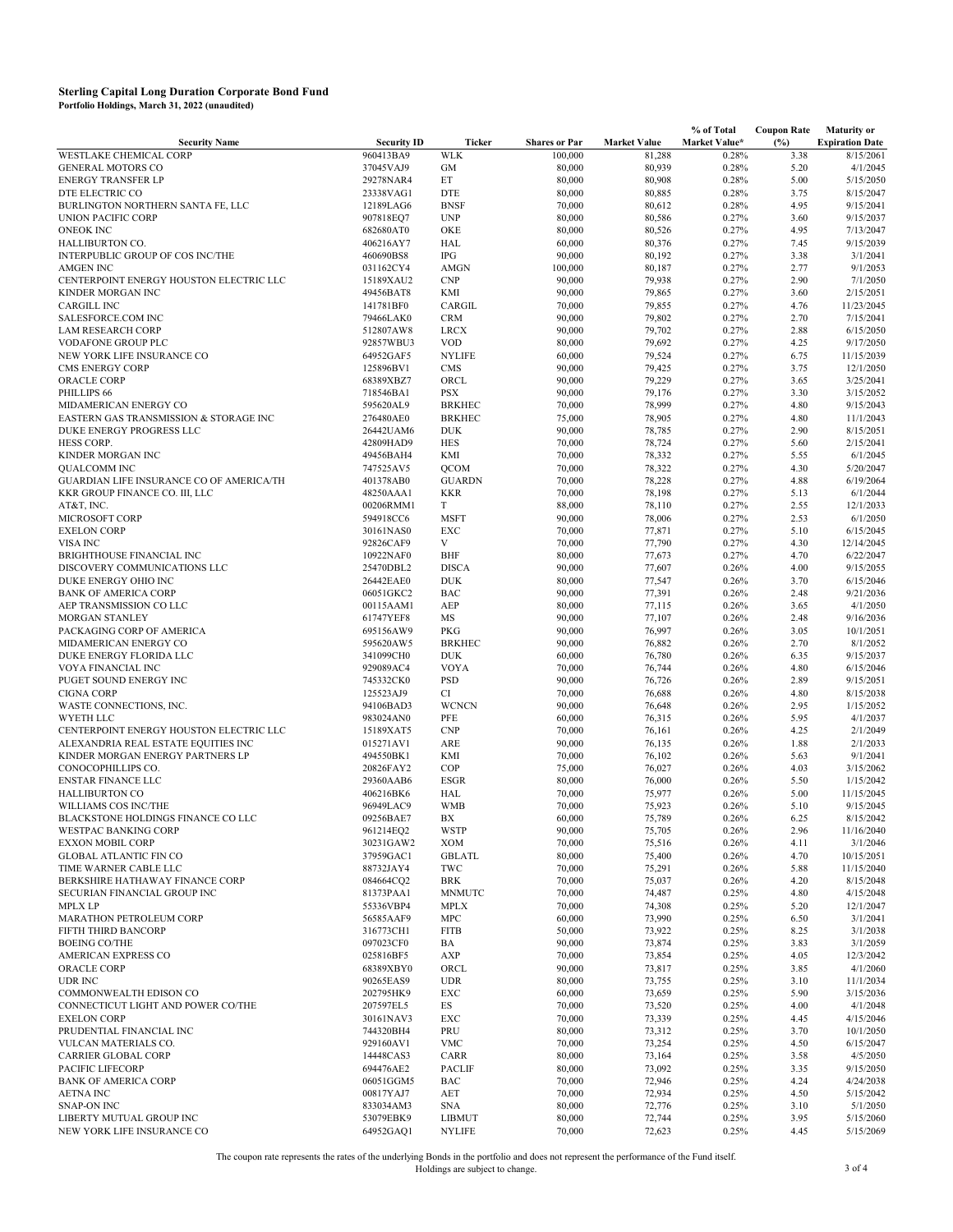# Sterling Capital Long Duration Corporate Bond Fund

**Portfolio Holdings, March 31, 2022 (unaudited)**

| Security Name | Security ID | Ticker | Shares or Par | Market Value | % of Total Market Value* | Coupon Rate (%) | Maturity or Expiration Date |
|---|---|---|---|---|---|---|---|
| WESTLAKE CHEMICAL CORP | 960413BA9 | WLK | 100,000 | 81,288 | 0.28% | 3.38 | 8/15/2061 |
| GENERAL MOTORS CO | 37045VAJ9 | GM | 80,000 | 80,939 | 0.28% | 5.20 | 4/1/2045 |
| ENERGY TRANSFER LP | 29278NAR4 | ET | 80,000 | 80,908 | 0.28% | 5.00 | 5/15/2050 |
| DTE ELECTRIC CO | 23338VAG1 | DTE | 80,000 | 80,885 | 0.28% | 3.75 | 8/15/2047 |
| BURLINGTON NORTHERN SANTA FE, LLC | 12189LAG6 | BNSF | 70,000 | 80,612 | 0.28% | 4.95 | 9/15/2041 |
| UNION PACIFIC CORP | 907818EQ7 | UNP | 80,000 | 80,586 | 0.27% | 3.60 | 9/15/2037 |
| ONEOK INC | 682680AT0 | OKE | 80,000 | 80,526 | 0.27% | 4.95 | 7/13/2047 |
| HALLIBURTON CO. | 406216AY7 | HAL | 60,000 | 80,376 | 0.27% | 7.45 | 9/15/2039 |
| INTERPUBLIC GROUP OF COS INC/THE | 460690BS8 | IPG | 90,000 | 80,192 | 0.27% | 3.38 | 3/1/2041 |
| AMGEN INC | 031162CY4 | AMGN | 100,000 | 80,187 | 0.27% | 2.77 | 9/1/2053 |
| CENTERPOINT ENERGY HOUSTON ELECTRIC LLC | 15189XAU2 | CNP | 90,000 | 79,938 | 0.27% | 2.90 | 7/1/2050 |
| KINDER MORGAN INC | 49456BAT8 | KMI | 90,000 | 79,865 | 0.27% | 3.60 | 2/15/2051 |
| CARGILL INC | 141781BF0 | CARGIL | 70,000 | 79,855 | 0.27% | 4.76 | 11/23/2045 |
| SALESFORCE.COM INC | 79466LAK0 | CRM | 90,000 | 79,802 | 0.27% | 2.70 | 7/15/2041 |
| LAM RESEARCH CORP | 512807AW8 | LRCX | 90,000 | 79,702 | 0.27% | 2.88 | 6/15/2050 |
| VODAFONE GROUP PLC | 92857WBU3 | VOD | 80,000 | 79,692 | 0.27% | 4.25 | 9/17/2050 |
| NEW YORK LIFE INSURANCE CO | 64952GAF5 | NYLIFE | 60,000 | 79,524 | 0.27% | 6.75 | 11/15/2039 |
| CMS ENERGY CORP | 125896BV1 | CMS | 90,000 | 79,425 | 0.27% | 3.75 | 12/1/2050 |
| ORACLE CORP | 68389XBZ7 | ORCL | 90,000 | 79,229 | 0.27% | 3.65 | 3/25/2041 |
| PHILLIPS 66 | 718546BA1 | PSX | 90,000 | 79,176 | 0.27% | 3.30 | 3/15/2052 |
| MIDAMERICAN ENERGY CO | 595620AL9 | BRKHEC | 70,000 | 78,999 | 0.27% | 4.80 | 9/15/2043 |
| EASTERN GAS TRANSMISSION & STORAGE INC | 276480AE0 | BRKHEC | 75,000 | 78,905 | 0.27% | 4.80 | 11/1/2043 |
| DUKE ENERGY PROGRESS LLC | 26442UAM6 | DUK | 90,000 | 78,785 | 0.27% | 2.90 | 8/15/2051 |
| HESS CORP. | 42809HAD9 | HES | 70,000 | 78,724 | 0.27% | 5.60 | 2/15/2041 |
| KINDER MORGAN INC | 49456BAH4 | KMI | 70,000 | 78,332 | 0.27% | 5.55 | 6/1/2045 |
| QUALCOMM INC | 747525AV5 | QCOM | 70,000 | 78,322 | 0.27% | 4.30 | 5/20/2047 |
| GUARDIAN LIFE INSURANCE CO OF AMERICA/TH | 401378AB0 | GUARDN | 70,000 | 78,228 | 0.27% | 4.88 | 6/19/2064 |
| KKR GROUP FINANCE CO. III, LLC | 48250AAA1 | KKR | 70,000 | 78,198 | 0.27% | 5.13 | 6/1/2044 |
| AT&T, INC. | 00206RMM1 | T | 88,000 | 78,110 | 0.27% | 2.55 | 12/1/2033 |
| MICROSOFT CORP | 594918CC6 | MSFT | 90,000 | 78,006 | 0.27% | 2.53 | 6/1/2050 |
| EXELON CORP | 30161NAS0 | EXC | 70,000 | 77,871 | 0.27% | 5.10 | 6/15/2045 |
| VISA INC | 92826CAF9 | V | 70,000 | 77,790 | 0.27% | 4.30 | 12/14/2045 |
| BRIGHTHOUSE FINANCIAL INC | 10922NAF0 | BHF | 80,000 | 77,673 | 0.27% | 4.70 | 6/22/2047 |
| DISCOVERY COMMUNICATIONS LLC | 25470DBL2 | DISCA | 90,000 | 77,607 | 0.26% | 4.00 | 9/15/2055 |
| DUKE ENERGY OHIO INC | 26442EAE0 | DUK | 80,000 | 77,547 | 0.26% | 3.70 | 6/15/2046 |
| BANK OF AMERICA CORP | 06051GKC2 | BAC | 90,000 | 77,391 | 0.26% | 2.48 | 9/21/2036 |
| AEP TRANSMISSION CO LLC | 00115AAM1 | AEP | 80,000 | 77,115 | 0.26% | 3.65 | 4/1/2050 |
| MORGAN STANLEY | 61747YEF8 | MS | 90,000 | 77,107 | 0.26% | 2.48 | 9/16/2036 |
| PACKAGING CORP OF AMERICA | 695156AW9 | PKG | 90,000 | 76,997 | 0.26% | 3.05 | 10/1/2051 |
| MIDAMERICAN ENERGY CO | 595620AW5 | BRKHEC | 90,000 | 76,882 | 0.26% | 2.70 | 8/1/2052 |
| DUKE ENERGY FLORIDA LLC | 341099CH0 | DUK | 60,000 | 76,780 | 0.26% | 6.35 | 9/15/2037 |
| VOYA FINANCIAL INC | 929089AC4 | VOYA | 70,000 | 76,744 | 0.26% | 4.80 | 6/15/2046 |
| PUGET SOUND ENERGY INC | 745332CK0 | PSD | 90,000 | 76,726 | 0.26% | 2.89 | 9/15/2051 |
| CIGNA CORP | 125523AJ9 | CI | 70,000 | 76,688 | 0.26% | 4.80 | 8/15/2038 |
| WASTE CONNECTIONS, INC. | 94106BAD3 | WCNCN | 90,000 | 76,648 | 0.26% | 2.95 | 1/15/2052 |
| WYETH LLC | 983024AN0 | PFE | 60,000 | 76,315 | 0.26% | 5.95 | 4/1/2037 |
| CENTERPOINT ENERGY HOUSTON ELECTRIC LLC | 15189XAT5 | CNP | 70,000 | 76,161 | 0.26% | 4.25 | 2/1/2049 |
| ALEXANDRIA REAL ESTATE EQUITIES INC | 015271AV1 | ARE | 90,000 | 76,135 | 0.26% | 1.88 | 2/1/2033 |
| KINDER MORGAN ENERGY PARTNERS LP | 494550BK1 | KMI | 70,000 | 76,102 | 0.26% | 5.63 | 9/1/2041 |
| CONOCOPHILLIPS CO. | 20826FAY2 | COP | 75,000 | 76,027 | 0.26% | 4.03 | 3/15/2062 |
| ENSTAR FINANCE LLC | 29360AAB6 | ESGR | 80,000 | 76,000 | 0.26% | 5.50 | 1/15/2042 |
| HALLIBURTON CO | 406216BK6 | HAL | 70,000 | 75,977 | 0.26% | 5.00 | 11/15/2045 |
| WILLIAMS COS INC/THE | 96949LAC9 | WMB | 70,000 | 75,923 | 0.26% | 5.10 | 9/15/2045 |
| BLACKSTONE HOLDINGS FINANCE CO LLC | 09256BAE7 | BX | 60,000 | 75,789 | 0.26% | 6.25 | 8/15/2042 |
| WESTPAC BANKING CORP | 961214EQ2 | WSTP | 90,000 | 75,705 | 0.26% | 2.96 | 11/16/2040 |
| EXXON MOBIL CORP | 30231GAW2 | XOM | 70,000 | 75,516 | 0.26% | 4.11 | 3/1/2046 |
| GLOBAL ATLANTIC FIN CO | 37959GAC1 | GBLATL | 80,000 | 75,400 | 0.26% | 4.70 | 10/15/2051 |
| TIME WARNER CABLE LLC | 88732JAY4 | TWC | 70,000 | 75,291 | 0.26% | 5.88 | 11/15/2040 |
| BERKSHIRE HATHAWAY FINANCE CORP | 084664CQ2 | BRK | 70,000 | 75,037 | 0.26% | 4.20 | 8/15/2048 |
| SECURIAN FINANCIAL GROUP INC | 81373PAA1 | MNMUTC | 70,000 | 74,487 | 0.25% | 4.80 | 4/15/2048 |
| MPLX LP | 55336VBP4 | MPLX | 70,000 | 74,308 | 0.25% | 5.20 | 12/1/2047 |
| MARATHON PETROLEUM CORP | 56585AAF9 | MPC | 60,000 | 73,990 | 0.25% | 6.50 | 3/1/2041 |
| FIFTH THIRD BANCORP | 316773CH1 | FITB | 50,000 | 73,922 | 0.25% | 8.25 | 3/1/2038 |
| BOEING CO/THE | 097023CF0 | BA | 90,000 | 73,874 | 0.25% | 3.83 | 3/1/2059 |
| AMERICAN EXPRESS CO | 025816BF5 | AXP | 70,000 | 73,854 | 0.25% | 4.05 | 12/3/2042 |
| ORACLE CORP | 68389XBY0 | ORCL | 90,000 | 73,817 | 0.25% | 3.85 | 4/1/2060 |
| UDR INC | 90265EAS9 | UDR | 80,000 | 73,755 | 0.25% | 3.10 | 11/1/2034 |
| COMMONWEALTH EDISON CO | 202795HK9 | EXC | 60,000 | 73,659 | 0.25% | 5.90 | 3/15/2036 |
| CONNECTICUT LIGHT AND POWER CO/THE | 207597EL5 | ES | 70,000 | 73,520 | 0.25% | 4.00 | 4/1/2048 |
| EXELON CORP | 30161NAV3 | EXC | 70,000 | 73,339 | 0.25% | 4.45 | 4/15/2046 |
| PRUDENTIAL FINANCIAL INC | 744320BH4 | PRU | 80,000 | 73,312 | 0.25% | 3.70 | 10/1/2050 |
| VULCAN MATERIALS CO. | 929160AV1 | VMC | 70,000 | 73,254 | 0.25% | 4.50 | 6/15/2047 |
| CARRIER GLOBAL CORP | 14448CAS3 | CARR | 80,000 | 73,164 | 0.25% | 3.58 | 4/5/2050 |
| PACIFIC LIFECORP | 694476AE2 | PACLIF | 80,000 | 73,092 | 0.25% | 3.35 | 9/15/2050 |
| BANK OF AMERICA CORP | 06051GGM5 | BAC | 70,000 | 72,946 | 0.25% | 4.24 | 4/24/2038 |
| AETNA INC | 00817YAJ7 | AET | 70,000 | 72,934 | 0.25% | 4.50 | 5/15/2042 |
| SNAP-ON INC | 833034AM3 | SNA | 80,000 | 72,776 | 0.25% | 3.10 | 5/1/2050 |
| LIBERTY MUTUAL GROUP INC | 53079EBK9 | LIBMUT | 80,000 | 72,744 | 0.25% | 3.95 | 5/15/2060 |
| NEW YORK LIFE INSURANCE CO | 64952GAQ1 | NYLIFE | 70,000 | 72,623 | 0.25% | 4.45 | 5/15/2069 |

The coupon rate represents the rates of the underlying Bonds in the portfolio and does not represent the performance of the Fund itself.
Holdings are subject to change.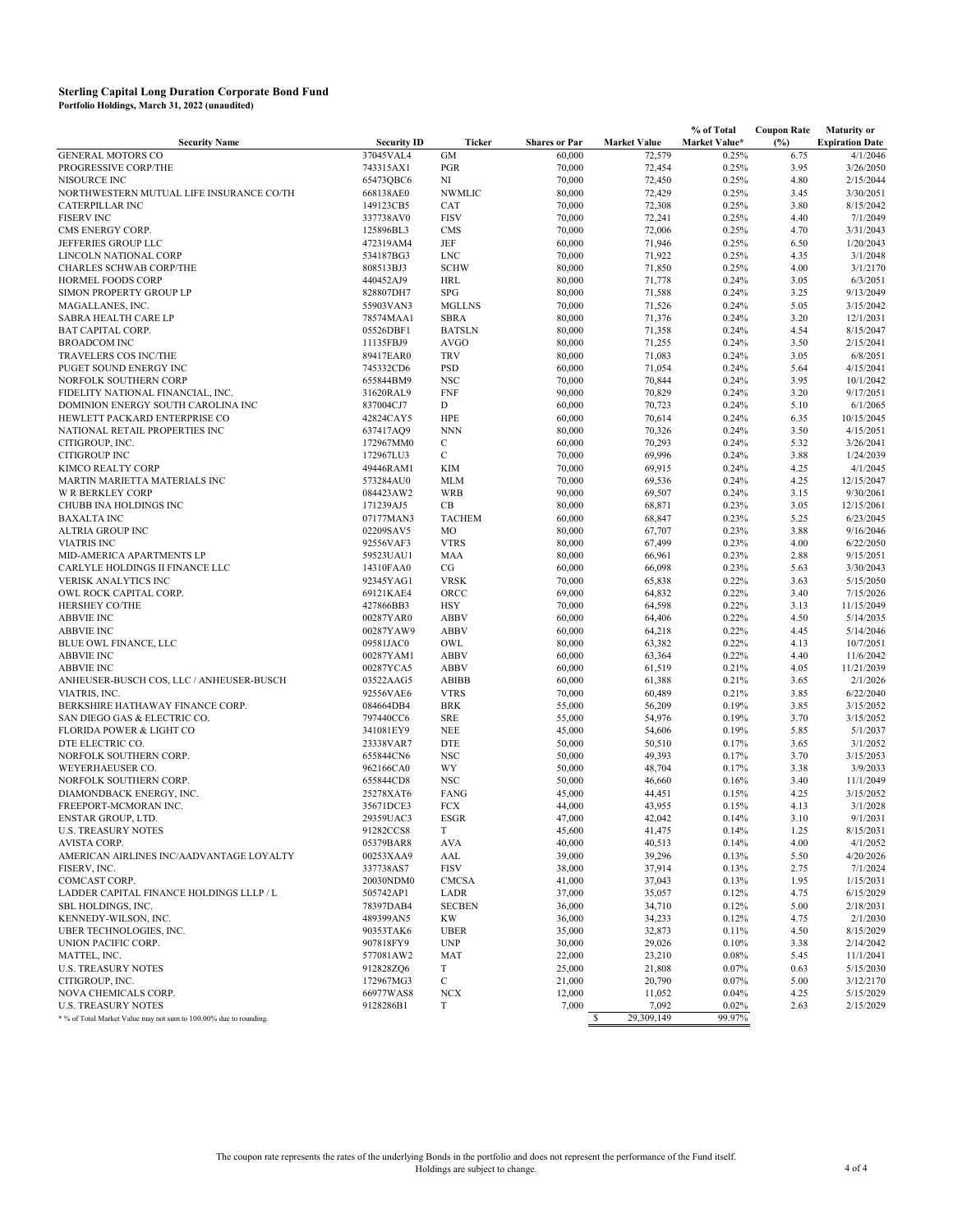**Sterling Capital Long Duration Corporate Bond Fund**
**Portfolio Holdings, March 31, 2022 (unaudited)**

| Security Name | Security ID | Ticker | Shares or Par | Market Value | % of Total Market Value* | Coupon Rate (%) | Maturity or Expiration Date |
|---|---|---|---|---|---|---|---|
| GENERAL MOTORS CO | 37045VAL4 | GM | 60,000 | 72,579 | 0.25% | 6.75 | 4/1/2046 |
| PROGRESSIVE CORP/THE | 743315AX1 | PGR | 70,000 | 72,454 | 0.25% | 3.95 | 3/26/2050 |
| NISOURCE INC | 65473QBC6 | NI | 70,000 | 72,450 | 0.25% | 4.80 | 2/15/2044 |
| NORTHWESTERN MUTUAL LIFE INSURANCE CO/TH | 668138AE0 | NWMLIC | 80,000 | 72,429 | 0.25% | 3.45 | 3/30/2051 |
| CATERPILLAR INC | 149123CB5 | CAT | 70,000 | 72,308 | 0.25% | 3.80 | 8/15/2042 |
| FISERV INC | 337738AV0 | FISV | 70,000 | 72,241 | 0.25% | 4.40 | 7/1/2049 |
| CMS ENERGY CORP. | 125896BL3 | CMS | 70,000 | 72,006 | 0.25% | 4.70 | 3/31/2043 |
| JEFFERIES GROUP LLC | 472319AM4 | JEF | 60,000 | 71,946 | 0.25% | 6.50 | 1/20/2043 |
| LINCOLN NATIONAL CORP | 534187BG3 | LNC | 70,000 | 71,922 | 0.25% | 4.35 | 3/1/2048 |
| CHARLES SCHWAB CORP/THE | 808513BJ3 | SCHW | 80,000 | 71,850 | 0.25% | 4.00 | 3/1/2170 |
| HORMEL FOODS CORP | 440452AJ9 | HRL | 80,000 | 71,778 | 0.24% | 3.05 | 6/3/2051 |
| SIMON PROPERTY GROUP LP | 828807DH7 | SPG | 80,000 | 71,588 | 0.24% | 3.25 | 9/13/2049 |
| MAGALLANES, INC. | 55903VAN3 | MGLLNS | 70,000 | 71,526 | 0.24% | 5.05 | 3/15/2042 |
| SABRA HEALTH CARE LP | 78574MAA1 | SBRA | 80,000 | 71,376 | 0.24% | 3.20 | 12/1/2031 |
| BAT CAPITAL CORP. | 05526DBF1 | BATSLN | 80,000 | 71,358 | 0.24% | 4.54 | 8/15/2047 |
| BROADCOM INC | 11135FBJ9 | AVGO | 80,000 | 71,255 | 0.24% | 3.50 | 2/15/2041 |
| TRAVELERS COS INC/THE | 89417EAR0 | TRV | 80,000 | 71,083 | 0.24% | 3.05 | 6/8/2051 |
| PUGET SOUND ENERGY INC | 745332CD6 | PSD | 60,000 | 71,054 | 0.24% | 5.64 | 4/15/2041 |
| NORFOLK SOUTHERN CORP | 655844BM9 | NSC | 70,000 | 70,844 | 0.24% | 3.95 | 10/1/2042 |
| FIDELITY NATIONAL FINANCIAL, INC. | 31620RAL9 | FNF | 90,000 | 70,829 | 0.24% | 3.20 | 9/17/2051 |
| DOMINION ENERGY SOUTH CAROLINA INC | 837004CJ7 | D | 60,000 | 70,723 | 0.24% | 5.10 | 6/1/2065 |
| HEWLETT PACKARD ENTERPRISE CO | 42824CAY5 | HPE | 60,000 | 70,614 | 0.24% | 6.35 | 10/15/2045 |
| NATIONAL RETAIL PROPERTIES INC | 637417AQ9 | NNN | 80,000 | 70,326 | 0.24% | 3.50 | 4/15/2051 |
| CITIGROUP, INC. | 172967MM0 | C | 60,000 | 70,293 | 0.24% | 5.32 | 3/26/2041 |
| CITIGROUP INC | 172967LU3 | C | 70,000 | 69,996 | 0.24% | 3.88 | 1/24/2039 |
| KIMCO REALTY CORP | 49446RAM1 | KIM | 70,000 | 69,915 | 0.24% | 4.25 | 4/1/2045 |
| MARTIN MARIETTA MATERIALS INC | 573284AU0 | MLM | 70,000 | 69,536 | 0.24% | 4.25 | 12/15/2047 |
| W R BERKLEY CORP | 084423AW2 | WRB | 90,000 | 69,507 | 0.24% | 3.15 | 9/30/2061 |
| CHUBB INA HOLDINGS INC | 171239AJ5 | CB | 80,000 | 68,871 | 0.23% | 3.05 | 12/15/2061 |
| BAXALTA INC | 07177MAN3 | TACHEM | 60,000 | 68,847 | 0.23% | 5.25 | 6/23/2045 |
| ALTRIA GROUP INC | 02209SAV5 | MO | 80,000 | 67,707 | 0.23% | 3.88 | 9/16/2046 |
| VIATRIS INC | 92556VAF3 | VTRS | 80,000 | 67,499 | 0.23% | 4.00 | 6/22/2050 |
| MID-AMERICA APARTMENTS LP | 59523UAU1 | MAA | 80,000 | 66,961 | 0.23% | 2.88 | 9/15/2051 |
| CARLYLE HOLDINGS II FINANCE LLC | 14310FAA0 | CG | 60,000 | 66,098 | 0.23% | 5.63 | 3/30/2043 |
| VERISK ANALYTICS INC | 92345YAG1 | VRSK | 70,000 | 65,838 | 0.22% | 3.63 | 5/15/2050 |
| OWL ROCK CAPITAL CORP. | 69121KAE4 | ORCC | 69,000 | 64,832 | 0.22% | 3.40 | 7/15/2026 |
| HERSHEY CO/THE | 427866BB3 | HSY | 70,000 | 64,598 | 0.22% | 3.13 | 11/15/2049 |
| ABBVIE INC | 00287YAR0 | ABBV | 60,000 | 64,406 | 0.22% | 4.50 | 5/14/2035 |
| ABBVIE INC | 00287YAW9 | ABBV | 60,000 | 64,218 | 0.22% | 4.45 | 5/14/2046 |
| BLUE OWL FINANCE, LLC | 09581JAC0 | OWL | 80,000 | 63,382 | 0.22% | 4.13 | 10/7/2051 |
| ABBVIE INC | 00287YAM1 | ABBV | 60,000 | 63,364 | 0.22% | 4.40 | 11/6/2042 |
| ABBVIE INC | 00287YCA5 | ABBV | 60,000 | 61,519 | 0.21% | 4.05 | 11/21/2039 |
| ANHEUSER-BUSCH COS, LLC / ANHEUSER-BUSCH | 03522AAG5 | ABIBB | 60,000 | 61,388 | 0.21% | 3.65 | 2/1/2026 |
| VIATRIS, INC. | 92556VAE6 | VTRS | 70,000 | 60,489 | 0.21% | 3.85 | 6/22/2040 |
| BERKSHIRE HATHAWAY FINANCE CORP. | 084664DB4 | BRK | 55,000 | 56,209 | 0.19% | 3.85 | 3/15/2052 |
| SAN DIEGO GAS & ELECTRIC CO. | 797440CC6 | SRE | 55,000 | 54,976 | 0.19% | 3.70 | 3/15/2052 |
| FLORIDA POWER & LIGHT CO | 341081EY9 | NEE | 45,000 | 54,606 | 0.19% | 5.85 | 5/1/2037 |
| DTE ELECTRIC CO. | 23338VAR7 | DTE | 50,000 | 50,510 | 0.17% | 3.65 | 3/1/2052 |
| NORFOLK SOUTHERN CORP. | 655844CN6 | NSC | 50,000 | 49,393 | 0.17% | 3.70 | 3/15/2053 |
| WEYERHAEUSER CO. | 962166CA0 | WY | 50,000 | 48,704 | 0.17% | 3.38 | 3/9/2033 |
| NORFOLK SOUTHERN CORP. | 655844CD8 | NSC | 50,000 | 46,660 | 0.16% | 3.40 | 11/1/2049 |
| DIAMONDBACK ENERGY, INC. | 25278XAT6 | FANG | 45,000 | 44,451 | 0.15% | 4.25 | 3/15/2052 |
| FREEPORT-MCMORAN INC. | 35671DCE3 | FCX | 44,000 | 43,955 | 0.15% | 4.13 | 3/1/2028 |
| ENSTAR GROUP, LTD. | 29359UAC3 | ESGR | 47,000 | 42,042 | 0.14% | 3.10 | 9/1/2031 |
| U.S. TREASURY NOTES | 91282CCS8 | T | 45,600 | 41,475 | 0.14% | 1.25 | 8/15/2031 |
| AVISTA CORP. | 05379BAR8 | AVA | 40,000 | 40,513 | 0.14% | 4.00 | 4/1/2052 |
| AMERICAN AIRLINES INC/AADVANTAGE LOYALTY | 00253XAA9 | AAL | 39,000 | 39,296 | 0.13% | 5.50 | 4/20/2026 |
| FISERV, INC. | 337738AS7 | FISV | 38,000 | 37,914 | 0.13% | 2.75 | 7/1/2024 |
| COMCAST CORP. | 20030NDM0 | CMCSA | 41,000 | 37,043 | 0.13% | 1.95 | 1/15/2031 |
| LADDER CAPITAL FINANCE HOLDINGS LLLP / L | 505742AP1 | LADR | 37,000 | 35,057 | 0.12% | 4.75 | 6/15/2029 |
| SBL HOLDINGS, INC. | 78397DAB4 | SECBEN | 36,000 | 34,710 | 0.12% | 5.00 | 2/18/2031 |
| KENNEDY-WILSON, INC. | 489399AN5 | KW | 36,000 | 34,233 | 0.12% | 4.75 | 2/1/2030 |
| UBER TECHNOLOGIES, INC. | 90353TAK6 | UBER | 35,000 | 32,873 | 0.11% | 4.50 | 8/15/2029 |
| UNION PACIFIC CORP. | 907818FY9 | UNP | 30,000 | 29,026 | 0.10% | 3.38 | 2/14/2042 |
| MATTEL, INC. | 577081AW2 | MAT | 22,000 | 23,210 | 0.08% | 5.45 | 11/1/2041 |
| U.S. TREASURY NOTES | 912828ZQ6 | T | 25,000 | 21,808 | 0.07% | 0.63 | 5/15/2030 |
| CITIGROUP, INC. | 172967MG3 | C | 21,000 | 20,790 | 0.07% | 5.00 | 3/12/2170 |
| NOVA CHEMICALS CORP. | 66977WAS8 | NCX | 12,000 | 11,052 | 0.04% | 4.25 | 5/15/2029 |
| U.S. TREASURY NOTES | 9128286B1 | T | 7,000 | 7,092 | 0.02% | 2.63 | 2/15/2029 |
| | | | | $ 29,309,149 | 99.97% | | |

* % of Total Market Value may not sum to 100.00% due to rounding.

The coupon rate represents the rates of the underlying Bonds in the portfolio and does not represent the performance of the Fund itself.
Holdings are subject to change.